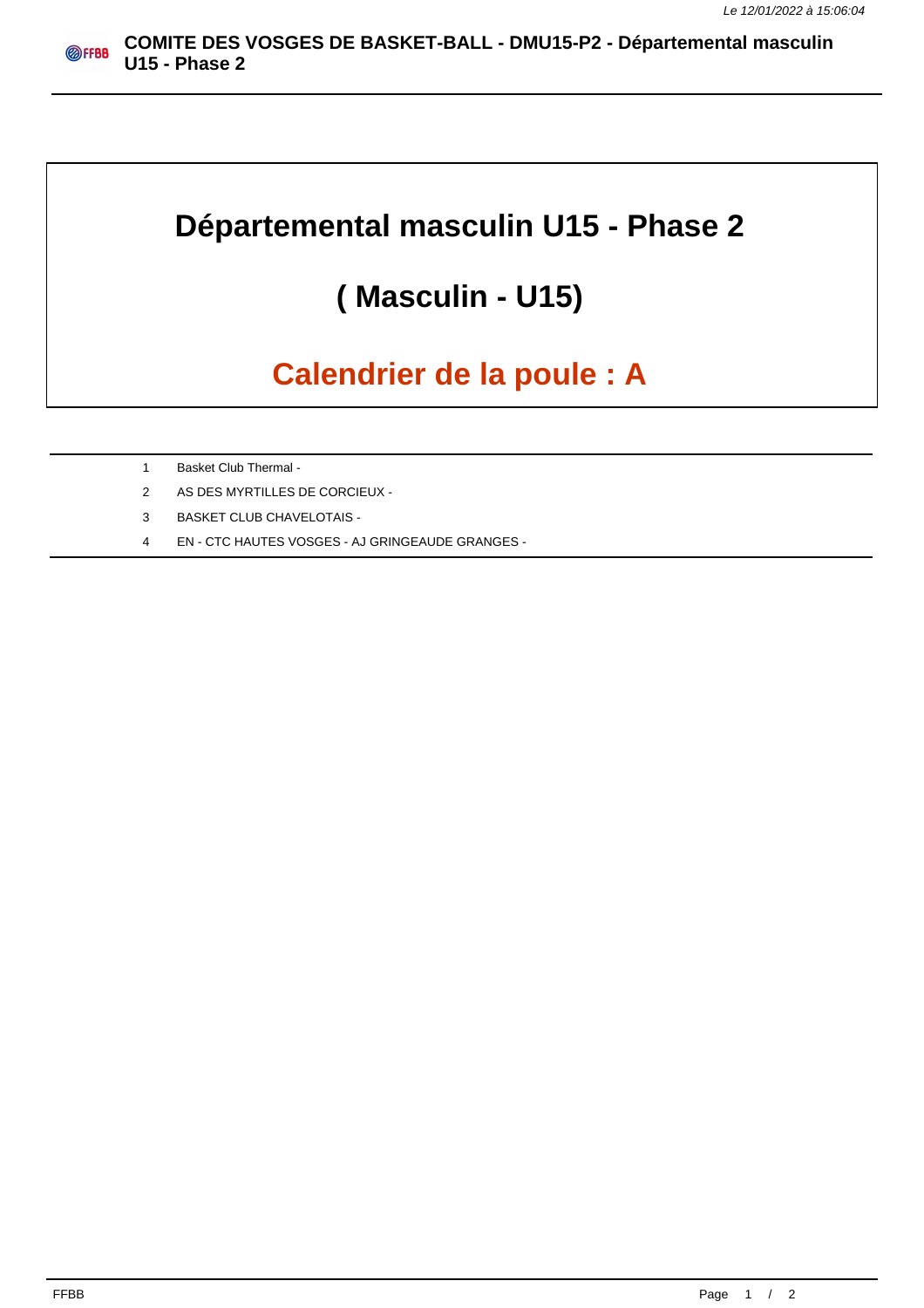# Départemental masculin U15 - Phase 2

## ( Masculin - U15)

## Calendrier de la poule : A

| | |
|---|---|
| 1 | Basket Club Thermal - |
| 2 | AS DES MYRTILLES DE CORCIEUX - |
| 3 | BASKET CLUB CHAVELOTAIS - |
| 4 | EN - CTC HAUTES VOSGES - AJ GRINGEAUDE GRANGES - |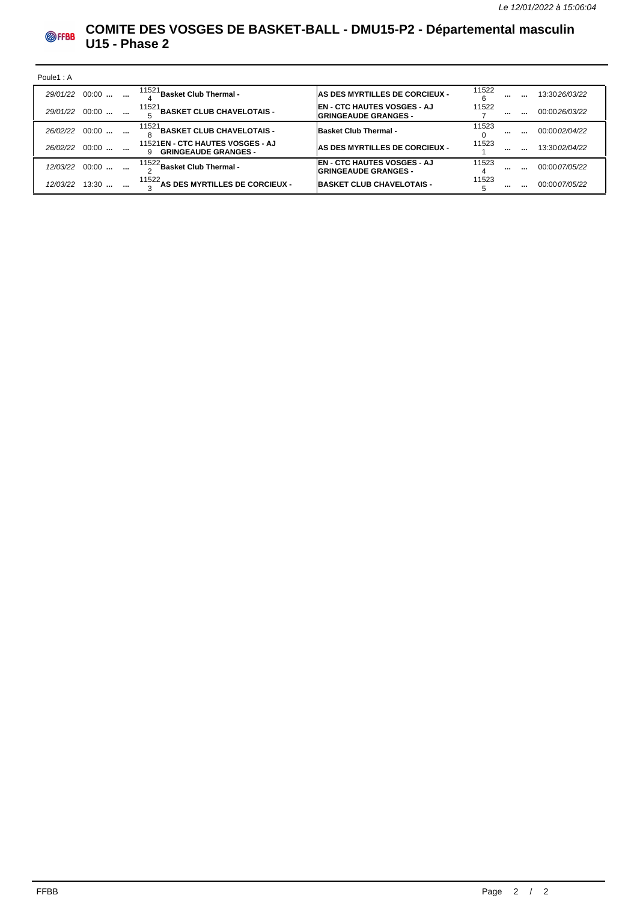# COMITE DES VOSGES DE BASKET-BALL - DMU15-P2 - Départemental masculin U15 - Phase 2

Poule1 : A

| | | | | | | | | | | |
|---|---|---|---|---|---|---|---|---|---|---|
| *29/01/22* | 00:00 | ... | ... | 115214 | **Basket Club Thermal -** | **AS DES MYRTILLES DE CORCIEUX -** | 115226 | ... | ... | 13:30 *26/03/22* |
| *29/01/22* | 00:00 | ... | ... | 115215 | **BASKET CLUB CHAVELOTAIS -** | **EN - CTC HAUTES VOSGES - AJ GRINGEAUDE GRANGES -** | 115227 | ... | ... | 00:00 *26/03/22* |
| *26/02/22* | 00:00 | ... | ... | 115218 | **BASKET CLUB CHAVELOTAIS -** | **Basket Club Thermal -** | 115230 | ... | ... | 00:00 *02/04/22* |
| *26/02/22* | 00:00 | ... | ... | 115219 | **EN - CTC HAUTES VOSGES - AJ GRINGEAUDE GRANGES -** | **AS DES MYRTILLES DE CORCIEUX -** | 115231 | ... | ... | 13:30 *02/04/22* |
| *12/03/22* | 00:00 | ... | ... | 115222 | **Basket Club Thermal -** | **EN - CTC HAUTES VOSGES - AJ GRINGEAUDE GRANGES -** | 115234 | ... | ... | 00:00 *07/05/22* |
| *12/03/22* | 13:30 | ... | ... | 115223 | **AS DES MYRTILLES DE CORCIEUX -** | **BASKET CLUB CHAVELOTAIS -** | 115235 | ... | ... | 00:00 *07/05/22* |